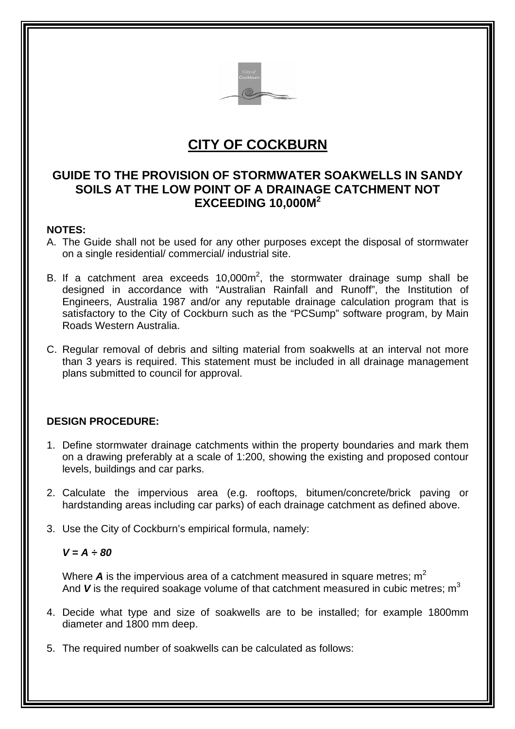# CITY OF COCKBURN

## GUIDE TO THE PROVISION OF STORMWATER SOAKWELLS IN SANDY SOILS AT THE LOW POINT OF A DRAINAGE CATCHMENT NOT EXCEEDING 10,000M$^2$

**NOTES:**

A. The Guide shall not be used for any other purposes except the disposal of stormwater on a single residential/ commercial/ industrial site.

B. If a catchment area exceeds 10,000m$^2$, the stormwater drainage sump shall be designed in accordance with "Australian Rainfall and Runoff", the Institution of Engineers, Australia 1987 and/or any reputable drainage calculation program that is satisfactory to the City of Cockburn such as the "PCSump" software program, by Main Roads Western Australia.

C. Regular removal of debris and silting material from soakwells at an interval not more than 3 years is required. This statement must be included in all drainage management plans submitted to council for approval.

**DESIGN PROCEDURE:**

1. Define stormwater drainage catchments within the property boundaries and mark them on a drawing preferably at a scale of 1:200, showing the existing and proposed contour levels, buildings and car parks.

2. Calculate the impervious area (e.g. rooftops, bitumen/concrete/brick paving or hardstanding areas including car parks) of each drainage catchment as defined above.

3. Use the City of Cockburn's empirical formula, namely:

   ***V = A ÷ 80***

   Where ***A*** is the impervious area of a catchment measured in square metres; m$^2$
   And ***V*** is the required soakage volume of that catchment measured in cubic metres; m$^3$

4. Decide what type and size of soakwells are to be installed; for example 1800mm diameter and 1800 mm deep.

5. The required number of soakwells can be calculated as follows: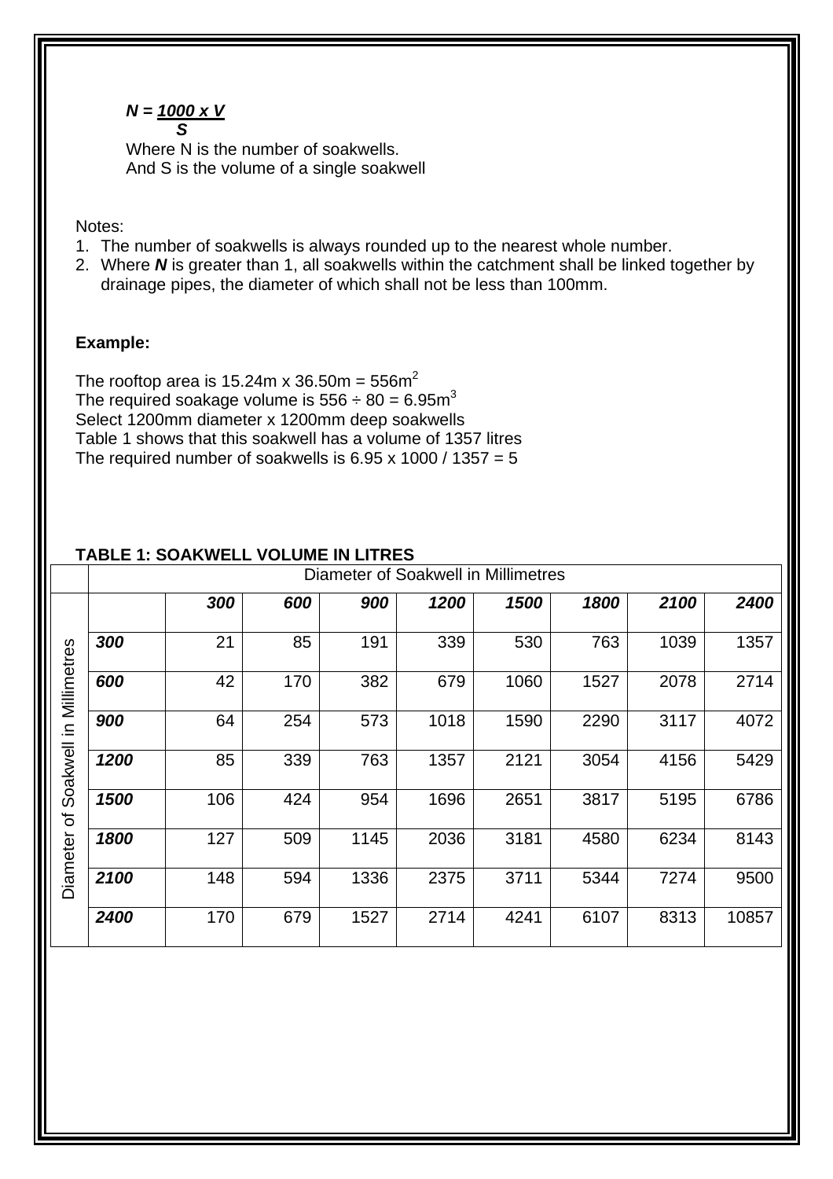$$N = \frac{1000 \times V}{S}$$

Where N is the number of soakwells.
And S is the volume of a single soakwell

Notes:

1. The number of soakwells is always rounded up to the nearest whole number.
2. Where ***N*** is greater than 1, all soakwells within the catchment shall be linked together by drainage pipes, the diameter of which shall not be less than 100mm.

**Example:**

The rooftop area is 15.24m x 36.50m = 556m$^2$
The required soakage volume is 556 ÷ 80 = 6.95m$^3$
Select 1200mm diameter x 1200mm deep soakwells
Table 1 shows that this soakwell has a volume of 1357 litres
The required number of soakwells is 6.95 x 1000 / 1357 = 5

**TABLE 1: SOAKWELL VOLUME IN LITRES**

| | Diameter of Soakwell in Millimetres | | | | | | | |
|---|---|---|---|---|---|---|---|---|
| **Diameter of Soakwell in Millimetres** | ***300*** | ***600*** | ***900*** | ***1200*** | ***1500*** | ***1800*** | ***2100*** | ***2400*** |
| ***300*** | 21 | 85 | 191 | 339 | 530 | 763 | 1039 | 1357 |
| ***600*** | 42 | 170 | 382 | 679 | 1060 | 1527 | 2078 | 2714 |
| ***900*** | 64 | 254 | 573 | 1018 | 1590 | 2290 | 3117 | 4072 |
| ***1200*** | 85 | 339 | 763 | 1357 | 2121 | 3054 | 4156 | 5429 |
| ***1500*** | 106 | 424 | 954 | 1696 | 2651 | 3817 | 5195 | 6786 |
| ***1800*** | 127 | 509 | 1145 | 2036 | 3181 | 4580 | 6234 | 8143 |
| ***2100*** | 148 | 594 | 1336 | 2375 | 3711 | 5344 | 7274 | 9500 |
| ***2400*** | 170 | 679 | 1527 | 2714 | 4241 | 6107 | 8313 | 10857 |